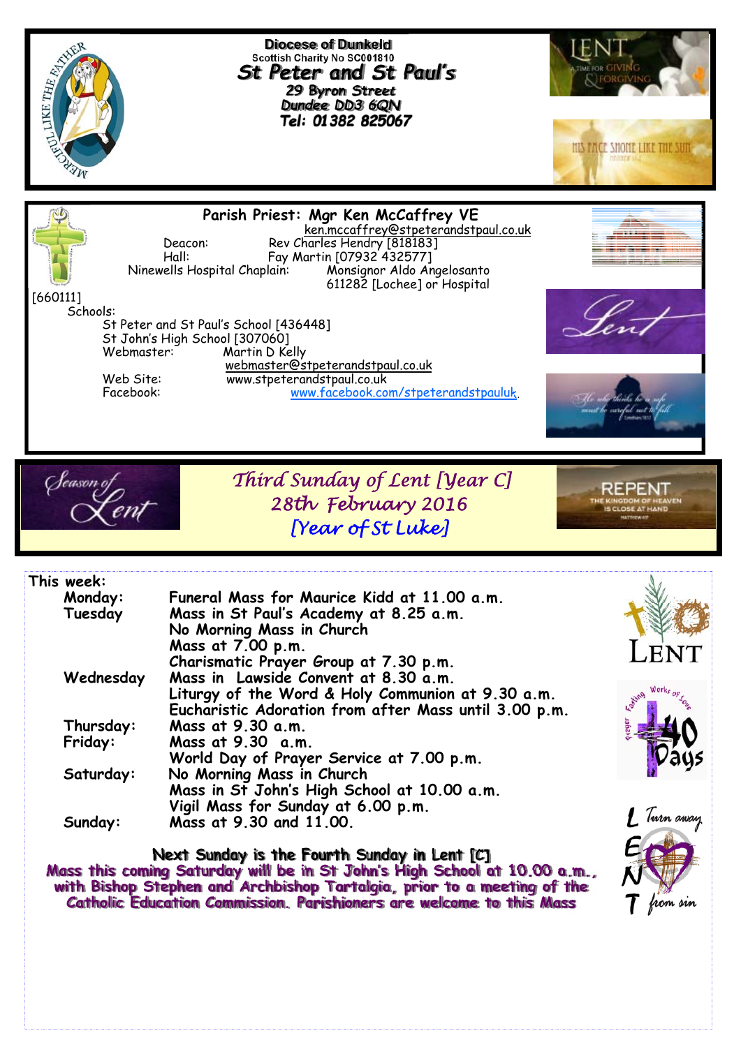**Diocese of Dunkeld**
Scottish Charity No SC001810

# St Peter and St Paul's

**29 Byron Street**
**Dundee DD3 6QN**
**Tel: 01382 825067**

**Parish Priest: Mgr Ken McCaffrey VE**
ken.mccaffrey@stpeterandstpaul.co.uk

Deacon: Rev Charles Hendry [818183]
Hall: Fay Martin [07932 432577]
Ninewells Hospital Chaplain: Monsignor Aldo Angelosanto 611282 [Lochee] or Hospital [660111]

Schools:
St Peter and St Paul's School [436448]
St John's High School [307060]
Webmaster: Martin D Kelly
webmaster@stpeterandstpaul.co.uk
Web Site: www.stpeterandstpaul.co.uk
Facebook: www.facebook.com/stpeterandstpauluk.

## *Third Sunday of Lent [Year C]*
## *28th February 2016*
## *[Year of St Luke]*

**This week:**

| | |
|---|---|
| **Monday:** | **Funeral Mass for Maurice Kidd at 11.00 a.m.** |
| **Tuesday** | **Mass in St Paul's Academy at 8.25 a.m.** |
| | **No Morning Mass in Church** |
| | **Mass at 7.00 p.m.** |
| | **Charismatic Prayer Group at 7.30 p.m.** |
| **Wednesday** | **Mass in Lawside Convent at 8.30 a.m.** |
| | **Liturgy of the Word & Holy Communion at 9.30 a.m.** |
| | **Eucharistic Adoration from after Mass until 3.00 p.m.** |
| **Thursday:** | **Mass at 9.30 a.m.** |
| **Friday:** | **Mass at 9.30 a.m.** |
| | **World Day of Prayer Service at 7.00 p.m.** |
| **Saturday:** | **No Morning Mass in Church** |
| | **Mass in St John's High School at 10.00 a.m.** |
| | **Vigil Mass for Sunday at 6.00 p.m.** |
| **Sunday:** | **Mass at 9.30 and 11.00.** |

**Next Sunday is the Fourth Sunday in Lent [C]**

**Mass this coming Saturday will be in St John's High School at 10.00 a.m., with Bishop Stephen and Archbishop Tartalgia, prior to a meeting of the Catholic Education Commission. Parishioners are welcome to this Mass**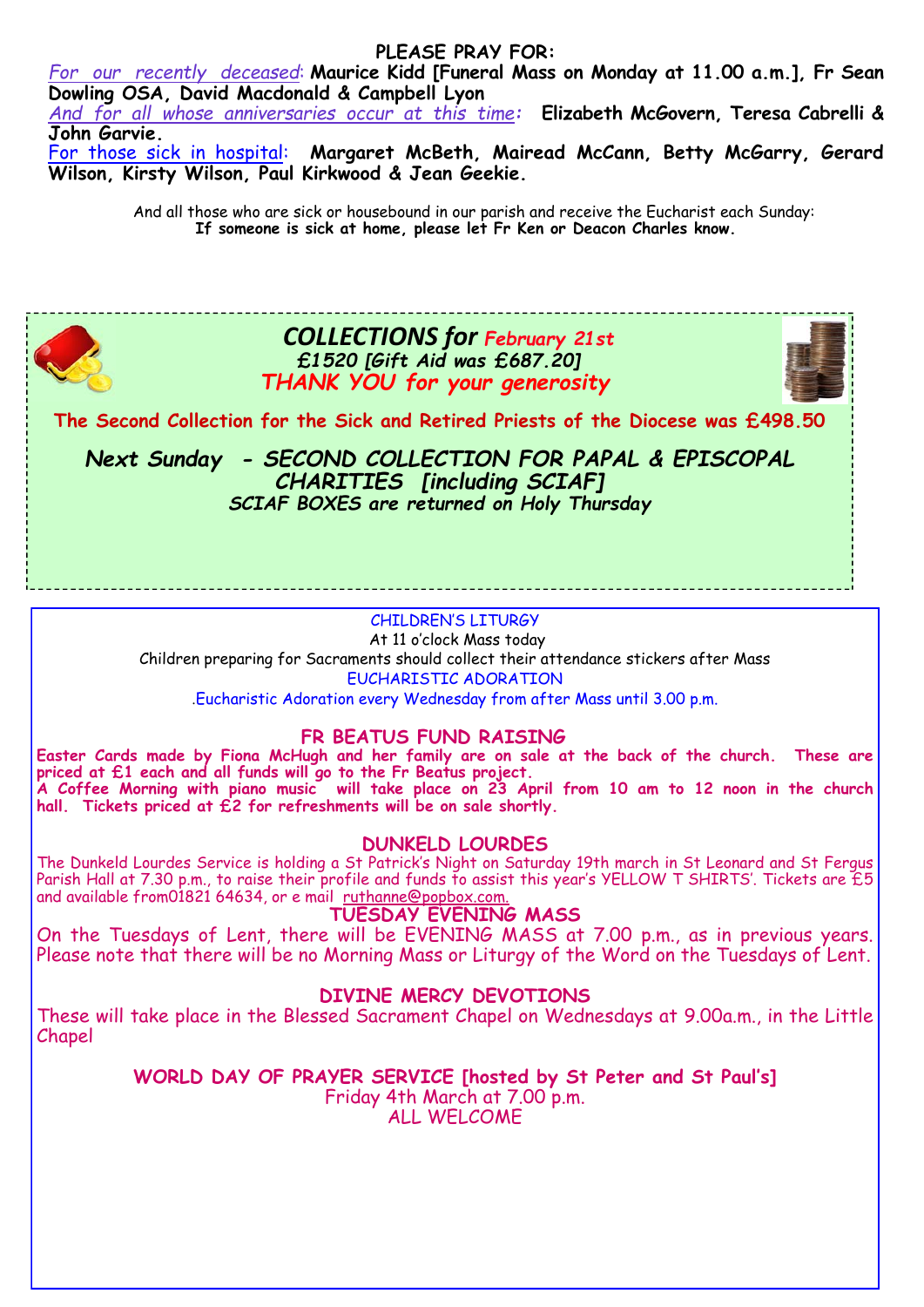## PLEASE PRAY FOR:

*For our recently deceased*: **Maurice Kidd [Funeral Mass on Monday at 11.00 a.m.], Fr Sean Dowling OSA, David Macdonald & Campbell Lyon**

*And for all whose anniversaries occur at this time*: **Elizabeth McGovern, Teresa Cabrelli & John Garvie.**

For those sick in hospital: **Margaret McBeth, Mairead McCann, Betty McGarry, Gerard Wilson, Kirsty Wilson, Paul Kirkwood & Jean Geekie.**

And all those who are sick or housebound in our parish and receive the Eucharist each Sunday:
**If someone is sick at home, please let Fr Ken or Deacon Charles know.**

## *COLLECTIONS for February 21st*

*£1520 [Gift Aid was £687.20]*

*THANK YOU for your generosity*

**The Second Collection for the Sick and Retired Priests of the Diocese was £498.50**

***Next Sunday - SECOND COLLECTION FOR PAPAL & EPISCOPAL CHARITIES [including SCIAF]***

***SCIAF BOXES are returned on Holy Thursday***

### CHILDREN'S LITURGY

At 11 o'clock Mass today

Children preparing for Sacraments should collect their attendance stickers after Mass

### EUCHARISTIC ADORATION

.Eucharistic Adoration every Wednesday from after Mass until 3.00 p.m.

### FR BEATUS FUND RAISING

**Easter Cards made by Fiona McHugh and her family are on sale at the back of the church. These are priced at £1 each and all funds will go to the Fr Beatus project.**
**A Coffee Morning with piano music will take place on 23 April from 10 am to 12 noon in the church hall. Tickets priced at £2 for refreshments will be on sale shortly.**

### DUNKELD LOURDES

The Dunkeld Lourdes Service is holding a St Patrick's Night on Saturday 19th march in St Leonard and St Fergus Parish Hall at 7.30 p.m., to raise their profile and funds to assist this year's YELLOW T SHIRTS'. Tickets are £5 and available from01821 64634, or e mail ruthanne@popbox.com.

### TUESDAY EVENING MASS

On the Tuesdays of Lent, there will be EVENING MASS at 7.00 p.m., as in previous years. Please note that there will be no Morning Mass or Liturgy of the Word on the Tuesdays of Lent.

### DIVINE MERCY DEVOTIONS

These will take place in the Blessed Sacrament Chapel on Wednesdays at 9.00a.m., in the Little Chapel

### WORLD DAY OF PRAYER SERVICE [hosted by St Peter and St Paul's]

Friday 4th March at 7.00 p.m.

ALL WELCOME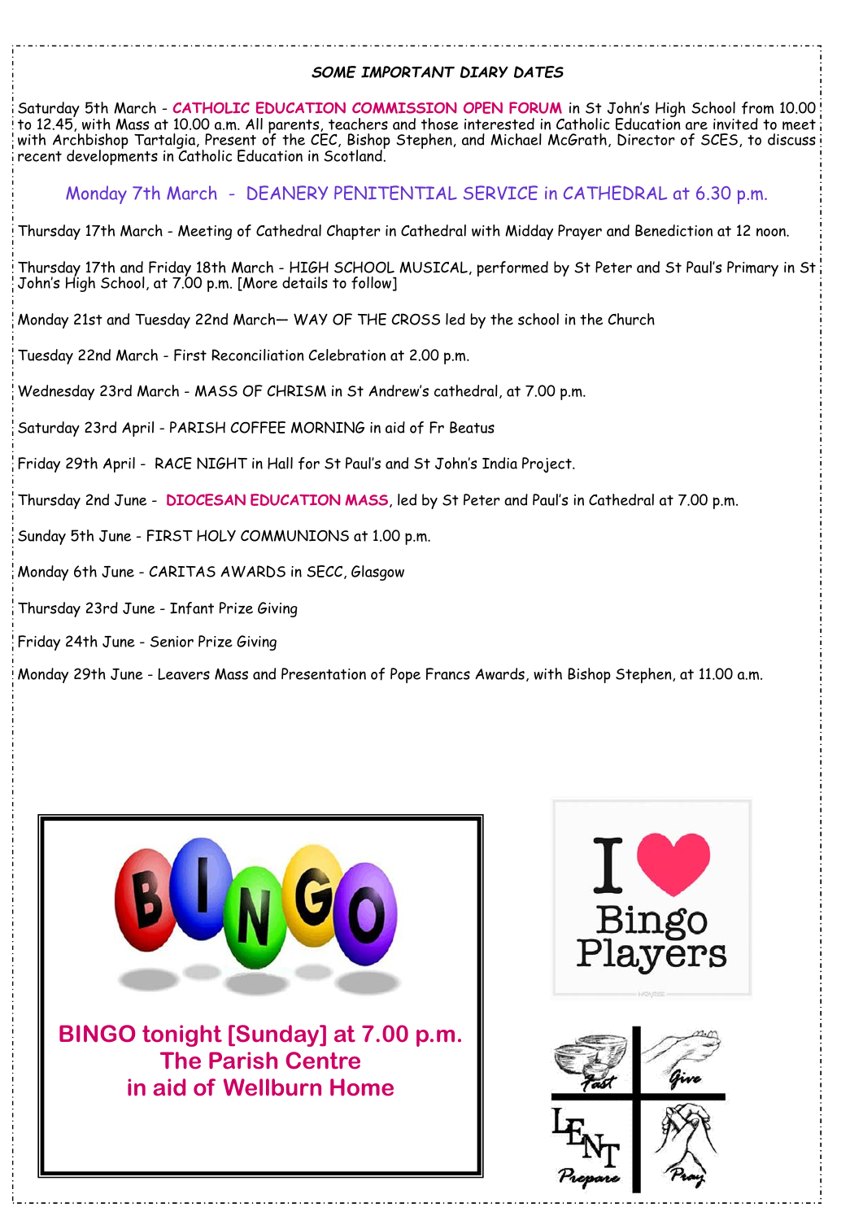### *SOME IMPORTANT DIARY DATES*

Saturday 5th March - **CATHOLIC EDUCATION COMMISSION OPEN FORUM** in St John's High School from 10.00 to 12.45, with Mass at 10.00 a.m. All parents, teachers and those interested in Catholic Education are invited to meet with Archbishop Tartalgia, Present of the CEC, Bishop Stephen, and Michael McGrath, Director of SCES, to discuss recent developments in Catholic Education in Scotland.

Monday 7th March - DEANERY PENITENTIAL SERVICE in CATHEDRAL at 6.30 p.m.

Thursday 17th March - Meeting of Cathedral Chapter in Cathedral with Midday Prayer and Benediction at 12 noon.

Thursday 17th and Friday 18th March - HIGH SCHOOL MUSICAL, performed by St Peter and St Paul's Primary in St John's High School, at 7.00 p.m. [More details to follow]

Monday 21st and Tuesday 22nd March— WAY OF THE CROSS led by the school in the Church

Tuesday 22nd March - First Reconciliation Celebration at 2.00 p.m.

Wednesday 23rd March - MASS OF CHRISM in St Andrew's cathedral, at 7.00 p.m.

Saturday 23rd April - PARISH COFFEE MORNING in aid of Fr Beatus

Friday 29th April - RACE NIGHT in Hall for St Paul's and St John's India Project.

Thursday 2nd June - **DIOCESAN EDUCATION MASS**, led by St Peter and Paul's in Cathedral at 7.00 p.m.

Sunday 5th June - FIRST HOLY COMMUNIONS at 1.00 p.m.

Monday 6th June - CARITAS AWARDS in SECC, Glasgow

Thursday 23rd June - Infant Prize Giving

Friday 24th June - Senior Prize Giving

Monday 29th June - Leavers Mass and Presentation of Pope Francs Awards, with Bishop Stephen, at 11.00 a.m.

**BINGO tonight [Sunday] at 7.00 p.m.**
**The Parish Centre**
**in aid of Wellburn Home**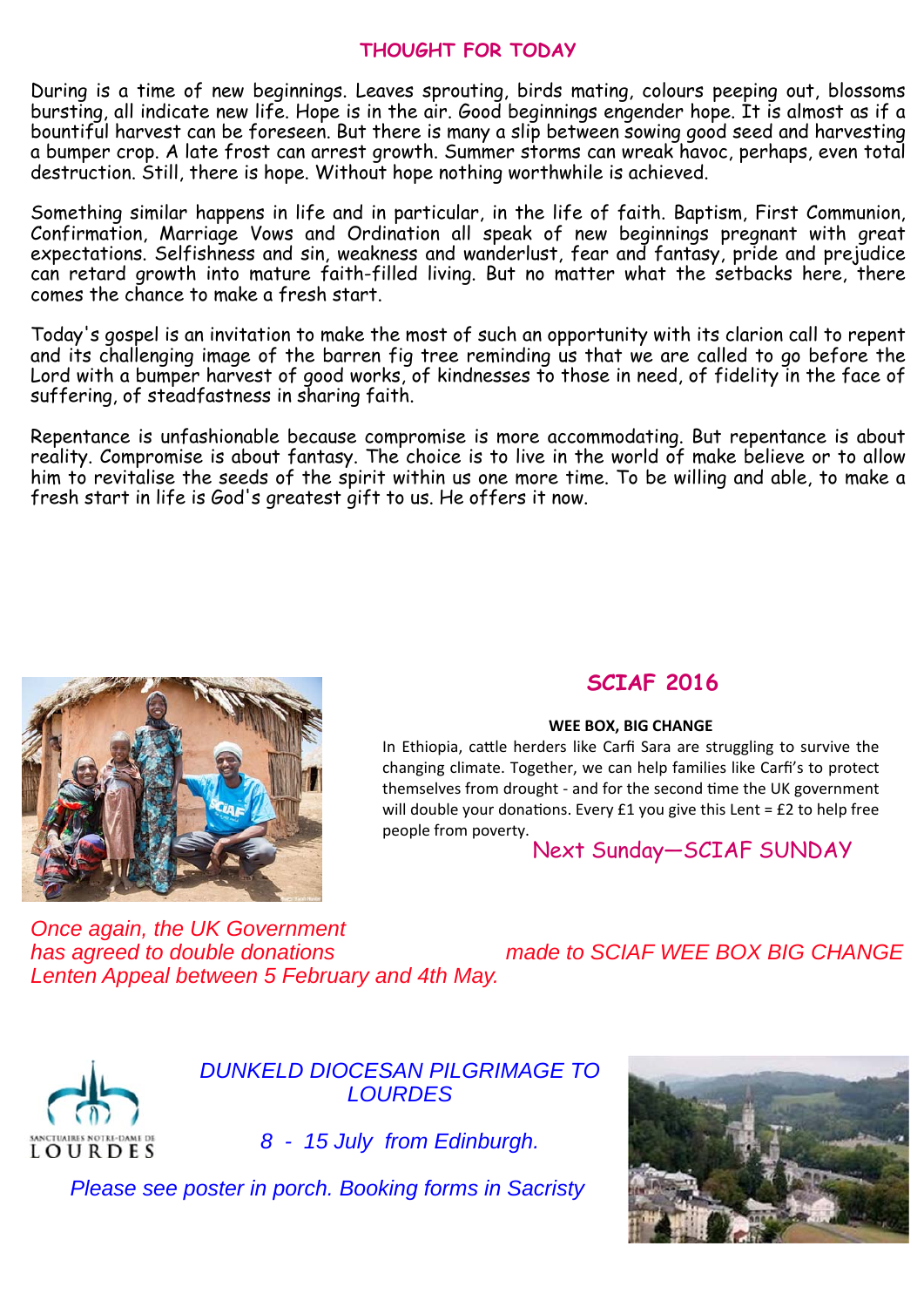## THOUGHT FOR TODAY

During is a time of new beginnings. Leaves sprouting, birds mating, colours peeping out, blossoms bursting, all indicate new life. Hope is in the air. Good beginnings engender hope. It is almost as if a bountiful harvest can be foreseen. But there is many a slip between sowing good seed and harvesting a bumper crop. A late frost can arrest growth. Summer storms can wreak havoc, perhaps, even total destruction. Still, there is hope. Without hope nothing worthwhile is achieved.

Something similar happens in life and in particular, in the life of faith. Baptism, First Communion, Confirmation, Marriage Vows and Ordination all speak of new beginnings pregnant with great expectations. Selfishness and sin, weakness and wanderlust, fear and fantasy, pride and prejudice can retard growth into mature faith-filled living. But no matter what the setbacks here, there comes the chance to make a fresh start.

Today's gospel is an invitation to make the most of such an opportunity with its clarion call to repent and its challenging image of the barren fig tree reminding us that we are called to go before the Lord with a bumper harvest of good works, of kindnesses to those in need, of fidelity in the face of suffering, of steadfastness in sharing faith.

Repentance is unfashionable because compromise is more accommodating. But repentance is about reality. Compromise is about fantasy. The choice is to live in the world of make believe or to allow him to revitalise the seeds of the spirit within us one more time. To be willing and able, to make a fresh start in life is God's greatest gift to us. He offers it now.

## SCIAF 2016

**WEE BOX, BIG CHANGE**

In Ethiopia, cattle herders like Carfi Sara are struggling to survive the changing climate. Together, we can help families like Carfi's to protect themselves from drought - and for the second time the UK government will double your donations. Every £1 you give this Lent = £2 to help free people from poverty.

Next Sunday—SCIAF SUNDAY

*Once again, the UK Government has agreed to double donations made to SCIAF WEE BOX BIG CHANGE Lenten Appeal between 5 February and 4th May.*

*DUNKELD DIOCESAN PILGRIMAGE TO LOURDES*

*8 - 15 July from Edinburgh.*

*Please see poster in porch. Booking forms in Sacristy*